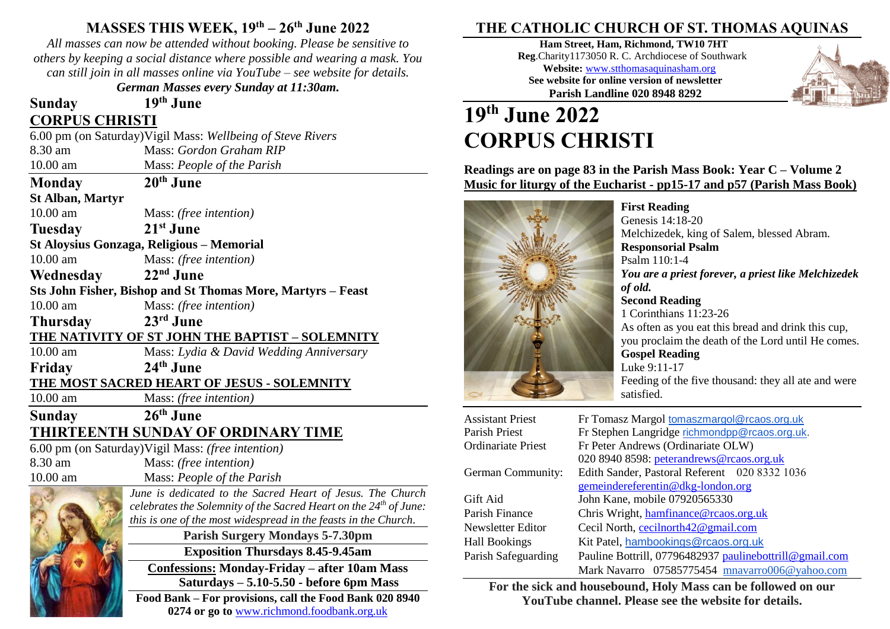## MASSES THIS WEEK, 19th – 26th June 2022

*All masses can now be attended without booking. Please be sensitive to others by keeping a social distance where possible and wearing a mask. You can still join in all masses online via YouTube – see website for details.*

***German Masses every Sunday at 11:30am.***

**Sunday 19th June**

**CORPUS CHRISTI**

6.00 pm (on Saturday) Vigil Mass: *Wellbeing of Steve Rivers*

8.30 am Mass: *Gordon Graham RIP*

10.00 am Mass: *People of the Parish*

**Monday 20th June**

**St Alban, Martyr**

10.00 am Mass: *(free intention)*

**Tuesday 21st June**

**St Aloysius Gonzaga, Religious – Memorial**

10.00 am Mass: *(free intention)*

**Wednesday 22nd June**

**Sts John Fisher, Bishop and St Thomas More, Martyrs – Feast**

10.00 am Mass: *(free intention)*

**Thursday 23rd June**

**THE NATIVITY OF ST JOHN THE BAPTIST – SOLEMNITY**

10.00 am Mass: *Lydia & David Wedding Anniversary*

**Friday 24th June**

**THE MOST SACRED HEART OF JESUS - SOLEMNITY**

10.00 am Mass: *(free intention)*

**Sunday 26th June**

**THIRTEENTH SUNDAY OF ORDINARY TIME**

6.00 pm (on Saturday) Vigil Mass: *(free intention)*

8.30 am Mass: *(free intention)*

10.00 am Mass: *People of the Parish*

*June is dedicated to the Sacred Heart of Jesus. The Church celebrates the Solemnity of the Sacred Heart on the 24th of June: this is one of the most widespread in the feasts in the Church.*

**Parish Surgery Mondays 5-7.30pm**

**Exposition Thursdays 8.45-9.45am**

**Confessions: Monday-Friday – after 10am Mass**
**Saturdays – 5.10-5.50 - before 6pm Mass**

**Food Bank – For provisions, call the Food Bank 020 8940 0274 or go to** www.richmond.foodbank.org.uk

## THE CATHOLIC CHURCH OF ST. THOMAS AQUINAS

**Ham Street, Ham, Richmond, TW10 7HT**
**Reg**.Charity1173050 R. C. Archdiocese of Southwark
**Website:** www.stthomasaquinasham.org
**See website for online version of newsletter**
**Parish Landline 020 8948 8292**

# 19th June 2022
# CORPUS CHRISTI

**Readings are on page 83 in the Parish Mass Book: Year C – Volume 2**
**Music for liturgy of the Eucharist - pp15-17 and p57 (Parish Mass Book)**

**First Reading**
Genesis 14:18-20
Melchizedek, king of Salem, blessed Abram.

**Responsorial Psalm**
Psalm 110:1-4
***You are a priest forever, a priest like Melchizedek of old.***

**Second Reading**
1 Corinthians 11:23-26
As often as you eat this bread and drink this cup, you proclaim the death of the Lord until He comes.

**Gospel Reading**
Luke 9:11-17
Feeding of the five thousand: they all ate and were satisfied.

| | |
|---|---|
| Assistant Priest | Fr Tomasz Margol tomaszmargol@rcaos.org.uk |
| Parish Priest | Fr Stephen Langridge richmondpp@rcaos.org.uk. |
| Ordinariate Priest | Fr Peter Andrews (Ordinariate OLW) 020 8940 8598: peterandrews@rcaos.org.uk |
| German Community: | Edith Sander, Pastoral Referent 020 8332 1036 gemeindereferentin@dkg-london.org |
| Gift Aid | John Kane, mobile 07920565330 |
| Parish Finance | Chris Wright, hamfinance@rcaos.org.uk |
| Newsletter Editor | Cecil North, cecilnorth42@gmail.com |
| Hall Bookings | Kit Patel, hambookings@rcaos.org.uk |
| Parish Safeguarding | Pauline Bottrill, 07796482937 paulinebottrill@gmail.com |
| | Mark Navarro 07585775454 mnavarro006@yahoo.com |

**For the sick and housebound, Holy Mass can be followed on our YouTube channel. Please see the website for details.**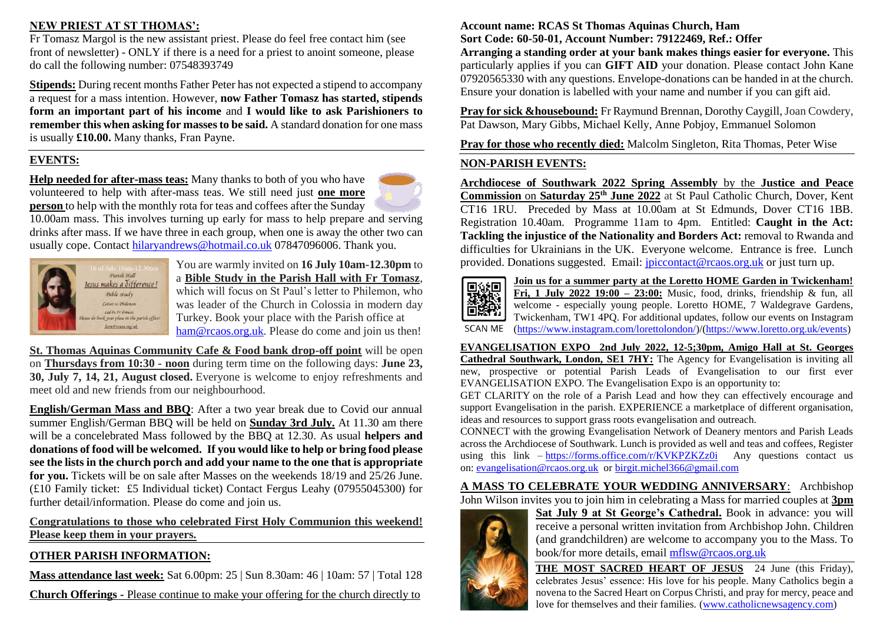**NEW PRIEST AT ST THOMAS':**

Fr Tomasz Margol is the new assistant priest. Please do feel free contact him (see front of newsletter) - ONLY if there is a need for a priest to anoint someone, please do call the following number: 07548393749

**Stipends:** During recent months Father Peter has not expected a stipend to accompany a request for a mass intention. However, **now Father Tomasz has started, stipends form an important part of his income** and **I would like to ask Parishioners to remember this when asking for masses to be said.** A standard donation for one mass is usually **£10.00.** Many thanks, Fran Payne.

## EVENTS:

**Help needed for after-mass teas:** Many thanks to both of you who have volunteered to help with after-mass teas. We still need just **one more person** to help with the monthly rota for teas and coffees after the Sunday 10.00am mass. This involves turning up early for mass to help prepare and serving drinks after mass. If we have three in each group, when one is away the other two can usually cope. Contact hilaryandrews@hotmail.co.uk 07847096006. Thank you.

16 of July 10am-12.30pm
Parish Hall
Jesus makes a difference!
Bible study
Letter to Philemon
Led by Fr Tomasz
Please do book your place in the parish office!
ham@rcaos.org.uk

You are warmly invited on **16 July 10am-12.30pm** to a **Bible Study in the Parish Hall with Fr Tomasz**, which will focus on St Paul's letter to Philemon, who was leader of the Church in Colossia in modern day Turkey. Book your place with the Parish office at ham@rcaos.org.uk. Please do come and join us then!

**St. Thomas Aquinas Community Cafe & Food bank drop-off point** will be open on **Thursdays from 10:30 - noon** during term time on the following days: **June 23, 30, July 7, 14, 21, August closed.** Everyone is welcome to enjoy refreshments and meet old and new friends from our neighbourhood.

**English/German Mass and BBQ**: After a two year break due to Covid our annual summer English/German BBQ will be held on **Sunday 3rd July.** At 11.30 am there will be a concelebrated Mass followed by the BBQ at 12.30. As usual **helpers and donations of food will be welcomed. If you would like to help or bring food please see the lists in the church porch and add your name to the one that is appropriate for you.** Tickets will be on sale after Masses on the weekends 18/19 and 25/26 June. (£10 Family ticket: £5 Individual ticket) Contact Fergus Leahy (07955045300) for further detail/information. Please do come and join us.

**Congratulations to those who celebrated First Holy Communion this weekend! Please keep them in your prayers.**

## OTHER PARISH INFORMATION:

**Mass attendance last week:** Sat 6.00pm: 25 | Sun 8.30am: 46 | 10am: 57 | Total 128

**Church Offerings -** Please continue to make your offering for the church directly to

**Account name: RCAS St Thomas Aquinas Church, Ham**
**Sort Code: 60-50-01, Account Number: 79122469, Ref.: Offer**
**Arranging a standing order at your bank makes things easier for everyone.** This particularly applies if you can **GIFT AID** your donation. Please contact John Kane 07920565330 with any questions. Envelope-donations can be handed in at the church. Ensure your donation is labelled with your name and number if you can gift aid.

**Pray for sick &housebound:** Fr Raymund Brennan, Dorothy Caygill, Joan Cowdery, Pat Dawson, Mary Gibbs, Michael Kelly, Anne Pobjoy, Emmanuel Solomon

**Pray for those who recently died:** Malcolm Singleton, Rita Thomas, Peter Wise

## NON-PARISH EVENTS:

**Archdiocese of Southwark 2022 Spring Assembly** by the **Justice and Peace Commission** on **Saturday 25th June 2022** at St Paul Catholic Church, Dover, Kent CT16 1RU. Preceded by Mass at 10.00am at St Edmunds, Dover CT16 1BB. Registration 10.40am. Programme 11am to 4pm. Entitled: **Caught in the Act: Tackling the injustice of the Nationality and Borders Act:** removal to Rwanda and difficulties for Ukrainians in the UK. Everyone welcome. Entrance is free. Lunch provided. Donations suggested. Email: jpiccontact@rcaos.org.uk or just turn up.

SCAN ME

**Join us for a summer party at the Loretto HOME Garden in Twickenham! Fri, 1 July 2022 19:00 – 23:00:** Music, food, drinks, friendship & fun, all welcome - especially young people. Loretto HOME, 7 Waldegrave Gardens, Twickenham, TW1 4PQ. For additional updates, follow our events on Instagram (https://www.instagram.com/lorettolondon/)/(https://www.loretto.org.uk/events)

**EVANGELISATION EXPO 2nd July 2022, 12-5;30pm, Amigo Hall at St. Georges Cathedral Southwark, London, SE1 7HY:** The Agency for Evangelisation is inviting all new, prospective or potential Parish Leads of Evangelisation to our first ever EVANGELISATION EXPO. The Evangelisation Expo is an opportunity to:

GET CLARITY on the role of a Parish Lead and how they can effectively encourage and support Evangelisation in the parish. EXPERIENCE a marketplace of different organisation, ideas and resources to support grass roots evangelisation and outreach.

CONNECT with the growing Evangelisation Network of Deanery mentors and Parish Leads across the Archdiocese of Southwark. Lunch is provided as well and teas and coffees, Register using this link – https://forms.office.com/r/KVKPZKZz0i Any questions contact us on: evangelisation@rcaos.org.uk or birgit.michel366@gmail.com

**A MASS TO CELEBRATE YOUR WEDDING ANNIVERSARY**: Archbishop John Wilson invites you to join him in celebrating a Mass for married couples at **3pm Sat July 9 at St George's Cathedral.** Book in advance: you will receive a personal written invitation from Archbishop John. Children (and grandchildren) are welcome to accompany you to the Mass. To book/for more details, email mflsw@rcaos.org.uk

**THE MOST SACRED HEART OF JESUS** 24 June (this Friday), celebrates Jesus' essence: His love for his people. Many Catholics begin a novena to the Sacred Heart on Corpus Christi, and pray for mercy, peace and love for themselves and their families. (www.catholicnewsagency.com)